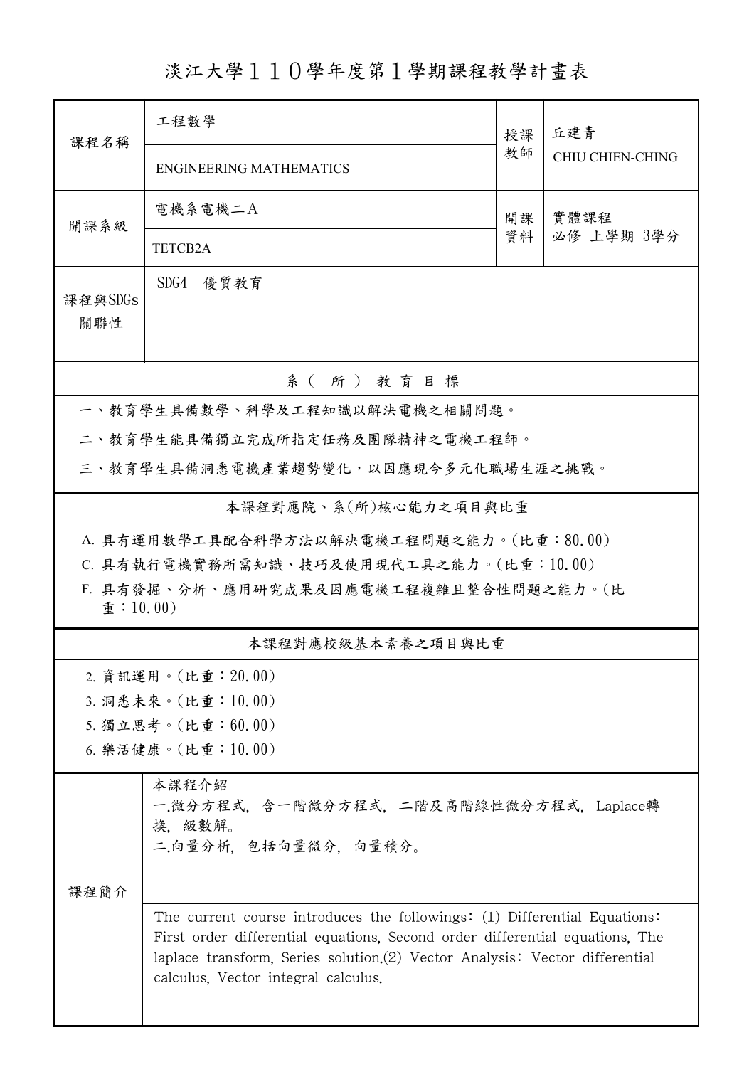# 淡江大學１１０學年度第１學期課程教學計畫表

| 課程名稱 | 工程數學 | 授課教師 | 丘建青 |
|---|---|---|---|
| | ENGINEERING MATHEMATICS | | CHIU CHIEN-CHING |
| 開課系級 | 電機系電機二A | 開課資料 | 實體課程<br>必修 上學期 3學分 |
| | TETCB2A | | |
| 課程與SDGs關聯性 | SDG4　優質教育 | | |

## 系（所）教育目標

一、教育學生具備數學、科學及工程知識以解決電機之相關問題。

二、教育學生能具備獨立完成所指定任務及團隊精神之電機工程師。

三、教育學生具備洞悉電機產業趨勢變化，以因應現今多元化職場生涯之挑戰。

## 本課程對應院、系(所)核心能力之項目與比重

A. 具有運用數學工具配合科學方法以解決電機工程問題之能力。(比重：80.00)

C. 具有執行電機實務所需知識、技巧及使用現代工具之能力。(比重：10.00)

F. 具有發掘、分析、應用研究成果及因應電機工程複雜且整合性問題之能力。(比重：10.00)

## 本課程對應校級基本素養之項目與比重

2. 資訊運用。(比重：20.00)
3. 洞悉未來。(比重：10.00)
5. 獨立思考。(比重：60.00)
6. 樂活健康。(比重：10.00)

## 課程簡介

本課程介紹
一.微分方程式, 含一階微分方程式, 二階及高階線性微分方程式, Laplace轉換, 級數解。
二.向量分析, 包括向量微分, 向量積分。

The current course introduces the followings: (1) Differential Equations: First order differential equations, Second order differential equations, The laplace transform, Series solution.(2) Vector Analysis: Vector differential calculus, Vector integral calculus.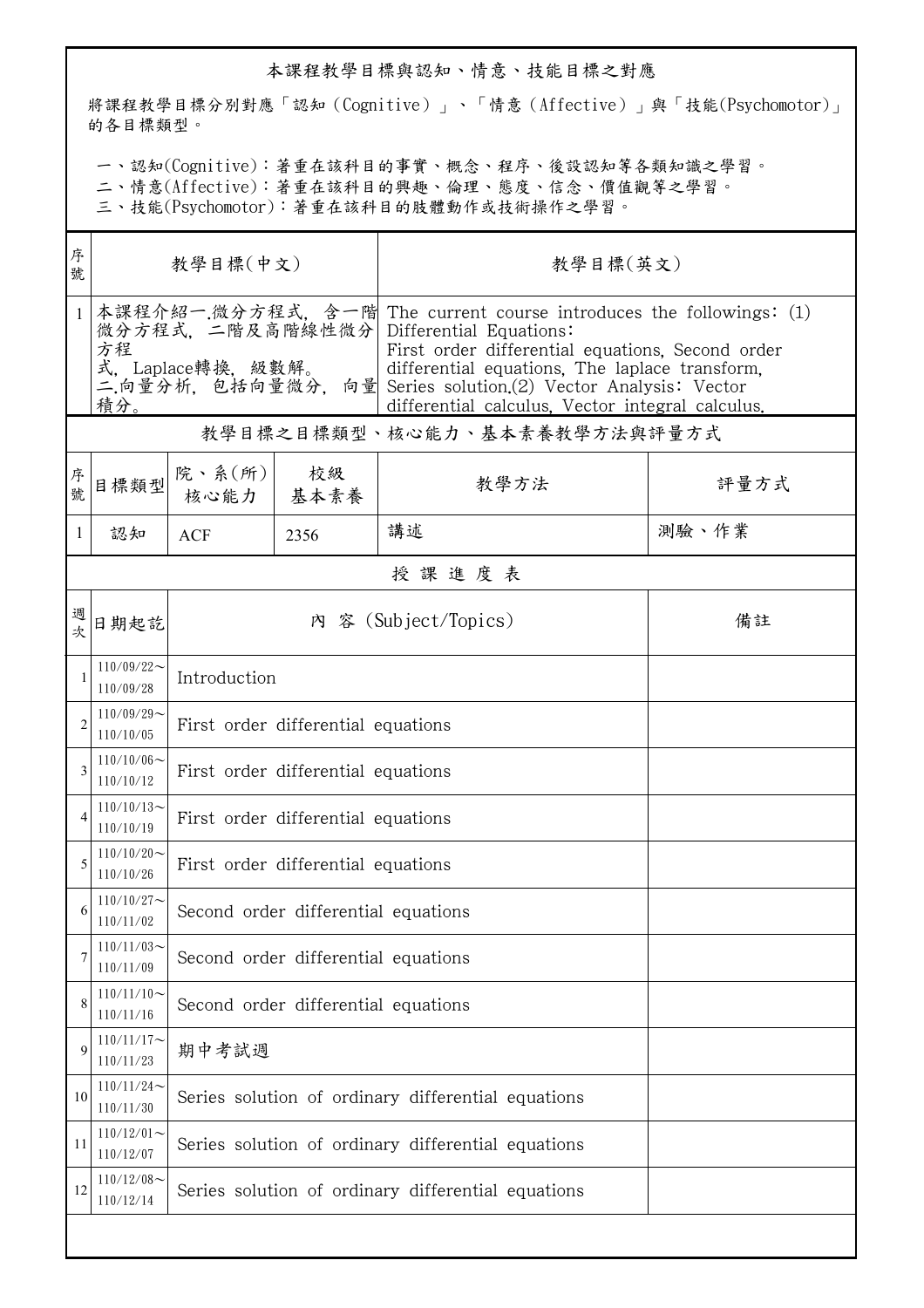## 本課程教學目標與認知、情意、技能目標之對應

將課程教學目標分別對應「認知（Cognitive）」、「情意（Affective）」與「技能(Psychomotor)」的各目標類型。

一、認知(Cognitive)：著重在該科目的事實、概念、程序、後設認知等各類知識之學習。
二、情意(Affective)：著重在該科目的興趣、倫理、態度、信念、價值觀等之學習。
三、技能(Psychomotor)：著重在該科目的肢體動作或技術操作之學習。

| 序號 | 教學目標(中文) | 教學目標(英文) |
|---|---|---|
| 1 | 本課程介紹一.微分方程式，含一階微分方程式，二階及高階線性微分方程式，Laplace轉換，級數解。二.向量分析，包括向量微分，向量積分。 | The current course introduces the followings: (1) Differential Equations: First order differential equations, Second order differential equations, The laplace transform, Series solution.(2) Vector Analysis: Vector differential calculus, Vector integral calculus. |

## 教學目標之目標類型、核心能力、基本素養教學方法與評量方式

| 序號 | 目標類型 | 院、系(所)核心能力 | 校級基本素養 | 教學方法 | 評量方式 |
|---|---|---|---|---|---|
| 1 | 認知 | ACF | 2356 | 講述 | 測驗、作業 |

## 授 課 進 度 表

| 週次 | 日期起訖 | 內 容 (Subject/Topics) | 備註 |
|---|---|---|---|
| 1 | 110/09/22～110/09/28 | Introduction | |
| 2 | 110/09/29～110/10/05 | First order differential equations | |
| 3 | 110/10/06～110/10/12 | First order differential equations | |
| 4 | 110/10/13～110/10/19 | First order differential equations | |
| 5 | 110/10/20～110/10/26 | First order differential equations | |
| 6 | 110/10/27～110/11/02 | Second order differential equations | |
| 7 | 110/11/03～110/11/09 | Second order differential equations | |
| 8 | 110/11/10～110/11/16 | Second order differential equations | |
| 9 | 110/11/17～110/11/23 | 期中考試週 | |
| 10 | 110/11/24～110/11/30 | Series solution of ordinary differential equations | |
| 11 | 110/12/01～110/12/07 | Series solution of ordinary differential equations | |
| 12 | 110/12/08～110/12/14 | Series solution of ordinary differential equations | |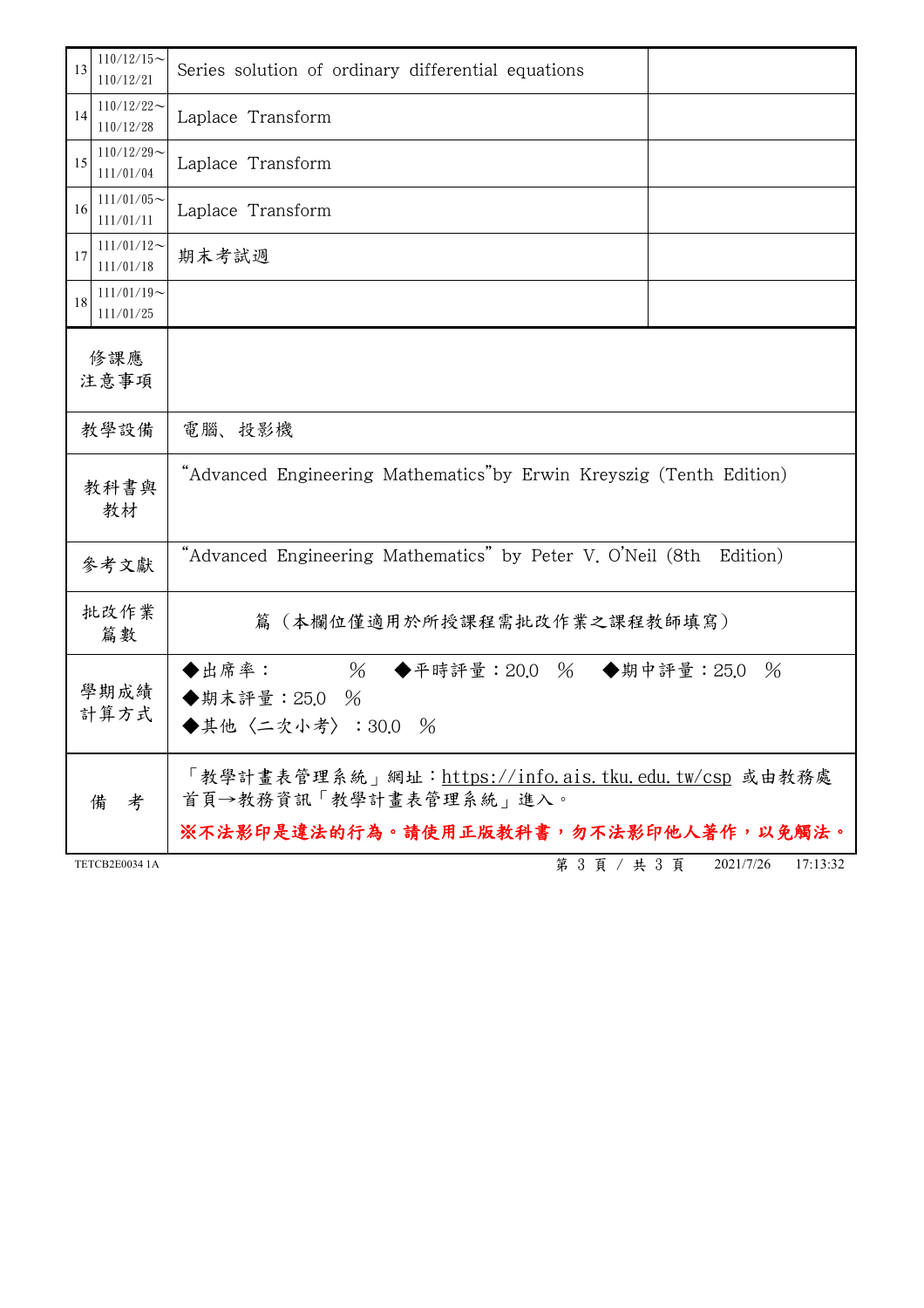| | | | |
|---|---|---|---|
| 13 | 110/12/15～<br>110/12/21 | Series solution of ordinary differential equations | |
| 14 | 110/12/22～<br>110/12/28 | Laplace Transform | |
| 15 | 110/12/29～<br>111/01/04 | Laplace Transform | |
| 16 | 111/01/05～<br>111/01/11 | Laplace Transform | |
| 17 | 111/01/12～<br>111/01/18 | 期末考試週 | |
| 18 | 111/01/19～<br>111/01/25 | | |

| | |
|---|---|
| 修課應注意事項 | |
| 教學設備 | 電腦、投影機 |
| 教科書與教材 | "Advanced Engineering Mathematics"by Erwin Kreyszig (Tenth Edition) |
| 參考文獻 | "Advanced Engineering Mathematics" by Peter V. O'Neil (8th Edition) |
| 批改作業篇數 | 篇（本欄位僅適用於所授課程需批改作業之課程教師填寫） |
| 學期成績計算方式 | ◆出席率： ％ ◆平時評量：20.0 ％ ◆期中評量：25.0 ％<br>◆期末評量：25.0 ％<br>◆其他〈二次小考〉：30.0 ％ |
| 備考 | 「教學計畫表管理系統」網址：https://info.ais.tku.edu.tw/csp 或由教務處首頁→教務資訊「教學計畫表管理系統」進入。<br>**※不法影印是違法的行為。請使用正版教科書，勿不法影印他人著作，以免觸法。** |

TETCB2E0034 1A

2021/7/26 17:13:32